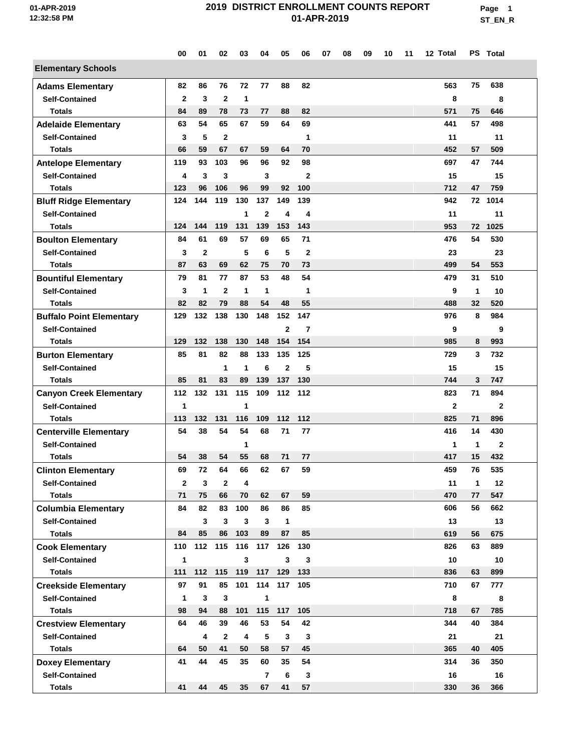# 2019 DISTRICT ENROLLMENT COUNTS REPORT

01-APR-2019

| | 00 | 01 | 02 | 03 | 04 | 05 | 06 | 07 | 08 | 09 | 10 | 11 | 12 | Total | PS | Total |
|---|---|---|---|---|---|---|---|---|---|---|---|---|---|---|---|---|
| **Elementary Schools** | | | | | | | | | | | | | | | | |
| **Adams Elementary** | 82 | 86 | 76 | 72 | 77 | 88 | 82 | | | | | | | 563 | 75 | 638 |
| Self-Contained | 2 | 3 | 2 | 1 | | | | | | | | | | 8 | | 8 |
| Totals | 84 | 89 | 78 | 73 | 77 | 88 | 82 | | | | | | | 571 | 75 | 646 |
| **Adelaide Elementary** | 63 | 54 | 65 | 67 | 59 | 64 | 69 | | | | | | | 441 | 57 | 498 |
| Self-Contained | 3 | 5 | 2 | | | | 1 | | | | | | | 11 | | 11 |
| Totals | 66 | 59 | 67 | 67 | 59 | 64 | 70 | | | | | | | 452 | 57 | 509 |
| **Antelope Elementary** | 119 | 93 | 103 | 96 | 96 | 92 | 98 | | | | | | | 697 | 47 | 744 |
| Self-Contained | 4 | 3 | 3 | | 3 | | 2 | | | | | | | 15 | | 15 |
| Totals | 123 | 96 | 106 | 96 | 99 | 92 | 100 | | | | | | | 712 | 47 | 759 |
| **Bluff Ridge Elementary** | 124 | 144 | 119 | 130 | 137 | 149 | 139 | | | | | | | 942 | 72 | 1014 |
| Self-Contained | | | | 1 | 2 | 4 | 4 | | | | | | | 11 | | 11 |
| Totals | 124 | 144 | 119 | 131 | 139 | 153 | 143 | | | | | | | 953 | 72 | 1025 |
| **Boulton Elementary** | 84 | 61 | 69 | 57 | 69 | 65 | 71 | | | | | | | 476 | 54 | 530 |
| Self-Contained | 3 | 2 | | 5 | 6 | 5 | 2 | | | | | | | 23 | | 23 |
| Totals | 87 | 63 | 69 | 62 | 75 | 70 | 73 | | | | | | | 499 | 54 | 553 |
| **Bountiful Elementary** | 79 | 81 | 77 | 87 | 53 | 48 | 54 | | | | | | | 479 | 31 | 510 |
| Self-Contained | 3 | 1 | 2 | 1 | 1 | | 1 | | | | | | | 9 | 1 | 10 |
| Totals | 82 | 82 | 79 | 88 | 54 | 48 | 55 | | | | | | | 488 | 32 | 520 |
| **Buffalo Point Elementary** | 129 | 132 | 138 | 130 | 148 | 152 | 147 | | | | | | | 976 | 8 | 984 |
| Self-Contained | | | | | | 2 | 7 | | | | | | | 9 | | 9 |
| Totals | 129 | 132 | 138 | 130 | 148 | 154 | 154 | | | | | | | 985 | 8 | 993 |
| **Burton Elementary** | 85 | 81 | 82 | 88 | 133 | 135 | 125 | | | | | | | 729 | 3 | 732 |
| Self-Contained | | | 1 | 1 | 6 | 2 | 5 | | | | | | | 15 | | 15 |
| Totals | 85 | 81 | 83 | 89 | 139 | 137 | 130 | | | | | | | 744 | 3 | 747 |
| **Canyon Creek Elementary** | 112 | 132 | 131 | 115 | 109 | 112 | 112 | | | | | | | 823 | 71 | 894 |
| Self-Contained | 1 | | | 1 | | | | | | | | | | 2 | | 2 |
| Totals | 113 | 132 | 131 | 116 | 109 | 112 | 112 | | | | | | | 825 | 71 | 896 |
| **Centerville Elementary** | 54 | 38 | 54 | 54 | 68 | 71 | 77 | | | | | | | 416 | 14 | 430 |
| Self-Contained | | | | 1 | | | | | | | | | | 1 | 1 | 2 |
| Totals | 54 | 38 | 54 | 55 | 68 | 71 | 77 | | | | | | | 417 | 15 | 432 |
| **Clinton Elementary** | 69 | 72 | 64 | 66 | 62 | 67 | 59 | | | | | | | 459 | 76 | 535 |
| Self-Contained | 2 | 3 | 2 | 4 | | | | | | | | | | 11 | 1 | 12 |
| Totals | 71 | 75 | 66 | 70 | 62 | 67 | 59 | | | | | | | 470 | 77 | 547 |
| **Columbia Elementary** | 84 | 82 | 83 | 100 | 86 | 86 | 85 | | | | | | | 606 | 56 | 662 |
| Self-Contained | | 3 | 3 | 3 | 3 | 1 | | | | | | | | 13 | | 13 |
| Totals | 84 | 85 | 86 | 103 | 89 | 87 | 85 | | | | | | | 619 | 56 | 675 |
| **Cook Elementary** | 110 | 112 | 115 | 116 | 117 | 126 | 130 | | | | | | | 826 | 63 | 889 |
| Self-Contained | 1 | | | 3 | | 3 | 3 | | | | | | | 10 | | 10 |
| Totals | 111 | 112 | 115 | 119 | 117 | 129 | 133 | | | | | | | 836 | 63 | 899 |
| **Creekside Elementary** | 97 | 91 | 85 | 101 | 114 | 117 | 105 | | | | | | | 710 | 67 | 777 |
| Self-Contained | 1 | 3 | 3 | | 1 | | | | | | | | | 8 | | 8 |
| Totals | 98 | 94 | 88 | 101 | 115 | 117 | 105 | | | | | | | 718 | 67 | 785 |
| **Crestview Elementary** | 64 | 46 | 39 | 46 | 53 | 54 | 42 | | | | | | | 344 | 40 | 384 |
| Self-Contained | | 4 | 2 | 4 | 5 | 3 | 3 | | | | | | | 21 | | 21 |
| Totals | 64 | 50 | 41 | 50 | 58 | 57 | 45 | | | | | | | 365 | 40 | 405 |
| **Doxey Elementary** | 41 | 44 | 45 | 35 | 60 | 35 | 54 | | | | | | | 314 | 36 | 350 |
| Self-Contained | | | | | 7 | 6 | 3 | | | | | | | 16 | | 16 |
| Totals | 41 | 44 | 45 | 35 | 67 | 41 | 57 | | | | | | | 330 | 36 | 366 |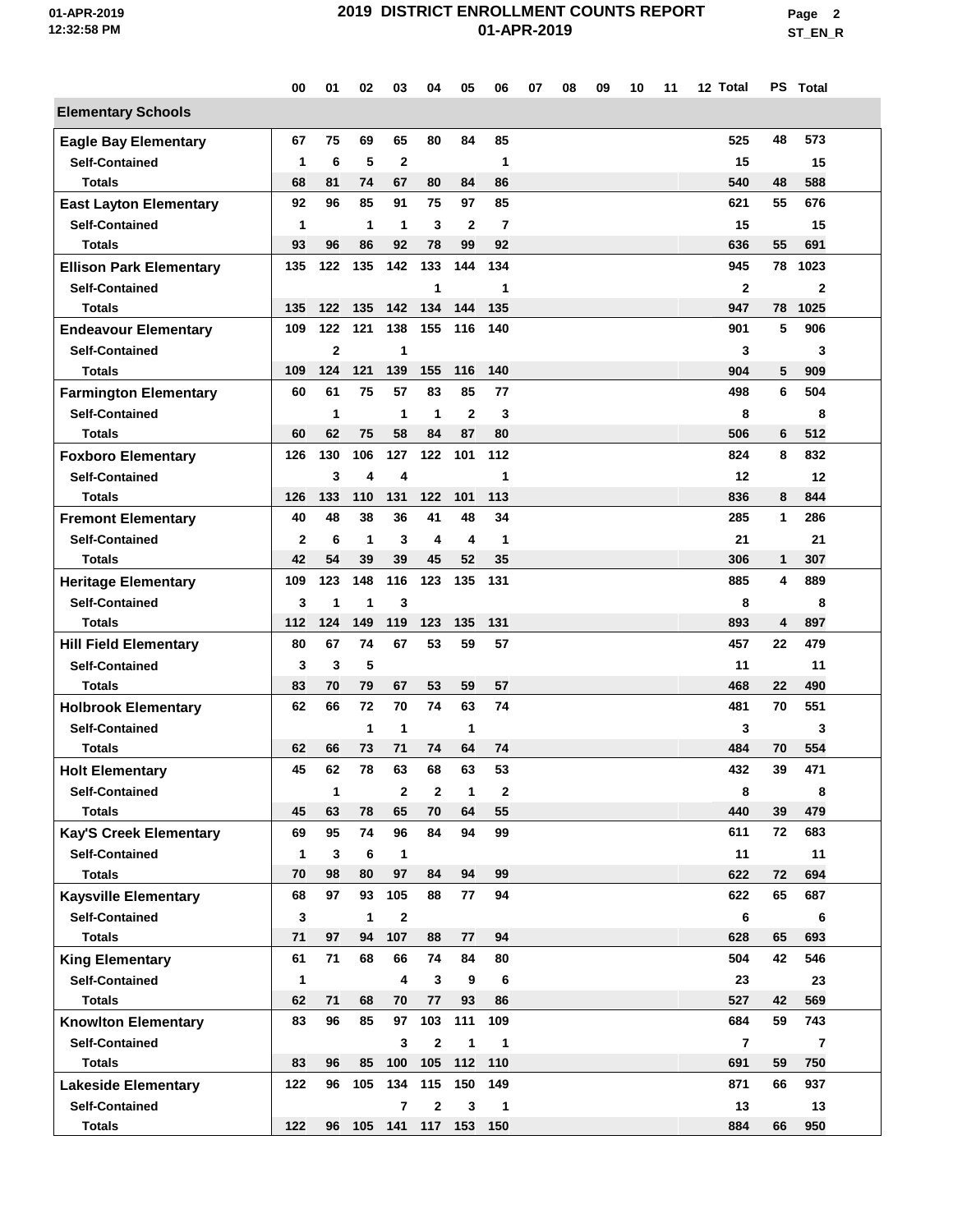# 2019 DISTRICT ENROLLMENT COUNTS REPORT

01-APR-2019

|  | 00 | 01 | 02 | 03 | 04 | 05 | 06 | 07 | 08 | 09 | 10 | 11 | 12 | Total | PS | Total |
|---|---|---|---|---|---|---|---|---|---|---|---|---|---|---|---|---|
| **Elementary Schools** | | | | | | | | | | | | | | | | |
| **Eagle Bay Elementary** | 67 | 75 | 69 | 65 | 80 | 84 | 85 | | | | | | | 525 | 48 | 573 |
| Self-Contained | 1 | 6 | 5 | 2 | | | 1 | | | | | | | 15 | | 15 |
| Totals | 68 | 81 | 74 | 67 | 80 | 84 | 86 | | | | | | | 540 | 48 | 588 |
| **East Layton Elementary** | 92 | 96 | 85 | 91 | 75 | 97 | 85 | | | | | | | 621 | 55 | 676 |
| Self-Contained | 1 | | 1 | 1 | 3 | 2 | 7 | | | | | | | 15 | | 15 |
| Totals | 93 | 96 | 86 | 92 | 78 | 99 | 92 | | | | | | | 636 | 55 | 691 |
| **Ellison Park Elementary** | 135 | 122 | 135 | 142 | 133 | 144 | 134 | | | | | | | 945 | 78 | 1023 |
| Self-Contained | | | | | 1 | | 1 | | | | | | | 2 | | 2 |
| Totals | 135 | 122 | 135 | 142 | 134 | 144 | 135 | | | | | | | 947 | 78 | 1025 |
| **Endeavour Elementary** | 109 | 122 | 121 | 138 | 155 | 116 | 140 | | | | | | | 901 | 5 | 906 |
| Self-Contained | | 2 | | 1 | | | | | | | | | | 3 | | 3 |
| Totals | 109 | 124 | 121 | 139 | 155 | 116 | 140 | | | | | | | 904 | 5 | 909 |
| **Farmington Elementary** | 60 | 61 | 75 | 57 | 83 | 85 | 77 | | | | | | | 498 | 6 | 504 |
| Self-Contained | | 1 | | 1 | 1 | 2 | 3 | | | | | | | 8 | | 8 |
| Totals | 60 | 62 | 75 | 58 | 84 | 87 | 80 | | | | | | | 506 | 6 | 512 |
| **Foxboro Elementary** | 126 | 130 | 106 | 127 | 122 | 101 | 112 | | | | | | | 824 | 8 | 832 |
| Self-Contained | | 3 | 4 | 4 | | | 1 | | | | | | | 12 | | 12 |
| Totals | 126 | 133 | 110 | 131 | 122 | 101 | 113 | | | | | | | 836 | 8 | 844 |
| **Fremont Elementary** | 40 | 48 | 38 | 36 | 41 | 48 | 34 | | | | | | | 285 | 1 | 286 |
| Self-Contained | 2 | 6 | 1 | 3 | 4 | 4 | 1 | | | | | | | 21 | | 21 |
| Totals | 42 | 54 | 39 | 39 | 45 | 52 | 35 | | | | | | | 306 | 1 | 307 |
| **Heritage Elementary** | 109 | 123 | 148 | 116 | 123 | 135 | 131 | | | | | | | 885 | 4 | 889 |
| Self-Contained | 3 | 1 | 1 | 3 | | | | | | | | | | 8 | | 8 |
| Totals | 112 | 124 | 149 | 119 | 123 | 135 | 131 | | | | | | | 893 | 4 | 897 |
| **Hill Field Elementary** | 80 | 67 | 74 | 67 | 53 | 59 | 57 | | | | | | | 457 | 22 | 479 |
| Self-Contained | 3 | 3 | 5 | | | | | | | | | | | 11 | | 11 |
| Totals | 83 | 70 | 79 | 67 | 53 | 59 | 57 | | | | | | | 468 | 22 | 490 |
| **Holbrook Elementary** | 62 | 66 | 72 | 70 | 74 | 63 | 74 | | | | | | | 481 | 70 | 551 |
| Self-Contained | | | 1 | 1 | | 1 | | | | | | | | 3 | | 3 |
| Totals | 62 | 66 | 73 | 71 | 74 | 64 | 74 | | | | | | | 484 | 70 | 554 |
| **Holt Elementary** | 45 | 62 | 78 | 63 | 68 | 63 | 53 | | | | | | | 432 | 39 | 471 |
| Self-Contained | | 1 | | 2 | 2 | 1 | 2 | | | | | | | 8 | | 8 |
| Totals | 45 | 63 | 78 | 65 | 70 | 64 | 55 | | | | | | | 440 | 39 | 479 |
| **Kay'S Creek Elementary** | 69 | 95 | 74 | 96 | 84 | 94 | 99 | | | | | | | 611 | 72 | 683 |
| Self-Contained | 1 | 3 | 6 | 1 | | | | | | | | | | 11 | | 11 |
| Totals | 70 | 98 | 80 | 97 | 84 | 94 | 99 | | | | | | | 622 | 72 | 694 |
| **Kaysville Elementary** | 68 | 97 | 93 | 105 | 88 | 77 | 94 | | | | | | | 622 | 65 | 687 |
| Self-Contained | 3 | | 1 | 2 | | | | | | | | | | 6 | | 6 |
| Totals | 71 | 97 | 94 | 107 | 88 | 77 | 94 | | | | | | | 628 | 65 | 693 |
| **King Elementary** | 61 | 71 | 68 | 66 | 74 | 84 | 80 | | | | | | | 504 | 42 | 546 |
| Self-Contained | 1 | | | 4 | 3 | 9 | 6 | | | | | | | 23 | | 23 |
| Totals | 62 | 71 | 68 | 70 | 77 | 93 | 86 | | | | | | | 527 | 42 | 569 |
| **Knowlton Elementary** | 83 | 96 | 85 | 97 | 103 | 111 | 109 | | | | | | | 684 | 59 | 743 |
| Self-Contained | | | | 3 | 2 | 1 | 1 | | | | | | | 7 | | 7 |
| Totals | 83 | 96 | 85 | 100 | 105 | 112 | 110 | | | | | | | 691 | 59 | 750 |
| **Lakeside Elementary** | 122 | 96 | 105 | 134 | 115 | 150 | 149 | | | | | | | 871 | 66 | 937 |
| Self-Contained | | | | 7 | 2 | 3 | 1 | | | | | | | 13 | | 13 |
| Totals | 122 | 96 | 105 | 141 | 117 | 153 | 150 | | | | | | | 884 | 66 | 950 |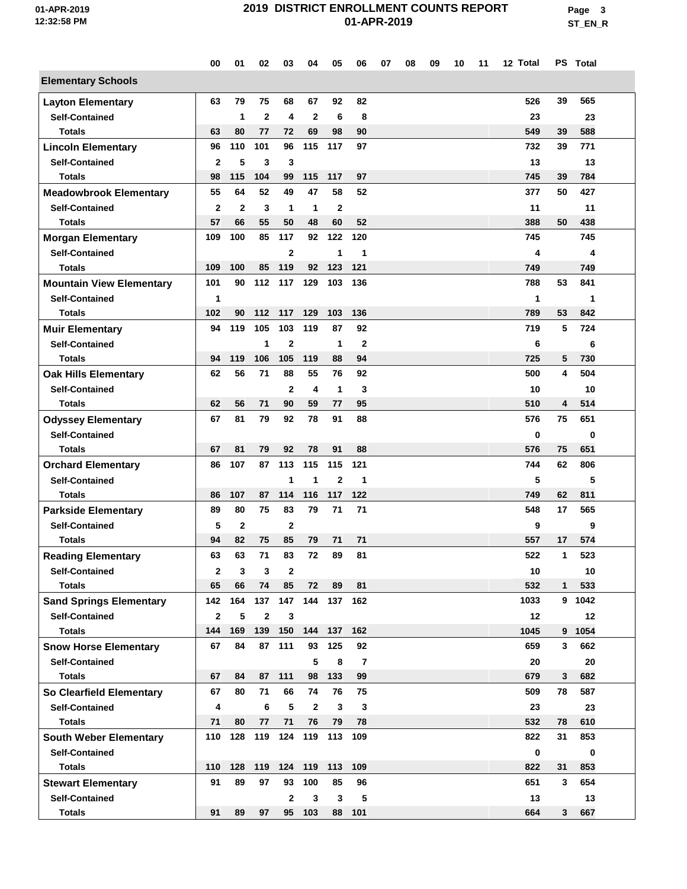# 2019 DISTRICT ENROLLMENT COUNTS REPORT

01-APR-2019

| | 00 | 01 | 02 | 03 | 04 | 05 | 06 | 07 | 08 | 09 | 10 | 11 | 12 | Total | PS | Total |
|---|---|---|---|---|---|---|---|---|---|---|---|---|---|---|---|---|
| **Elementary Schools** | | | | | | | | | | | | | | | | |
| **Layton Elementary** | 63 | 79 | 75 | 68 | 67 | 92 | 82 | | | | | | | 526 | 39 | 565 |
| Self-Contained | | 1 | 2 | 4 | 2 | 6 | 8 | | | | | | | 23 | | 23 |
| Totals | 63 | 80 | 77 | 72 | 69 | 98 | 90 | | | | | | | 549 | 39 | 588 |
| **Lincoln Elementary** | 96 | 110 | 101 | 96 | 115 | 117 | 97 | | | | | | | 732 | 39 | 771 |
| Self-Contained | 2 | 5 | 3 | 3 | | | | | | | | | | 13 | | 13 |
| Totals | 98 | 115 | 104 | 99 | 115 | 117 | 97 | | | | | | | 745 | 39 | 784 |
| **Meadowbrook Elementary** | 55 | 64 | 52 | 49 | 47 | 58 | 52 | | | | | | | 377 | 50 | 427 |
| Self-Contained | 2 | 2 | 3 | 1 | 1 | 2 | | | | | | | | 11 | | 11 |
| Totals | 57 | 66 | 55 | 50 | 48 | 60 | 52 | | | | | | | 388 | 50 | 438 |
| **Morgan Elementary** | 109 | 100 | 85 | 117 | 92 | 122 | 120 | | | | | | | 745 | | 745 |
| Self-Contained | | | | 2 | | 1 | 1 | | | | | | | 4 | | 4 |
| Totals | 109 | 100 | 85 | 119 | 92 | 123 | 121 | | | | | | | 749 | | 749 |
| **Mountain View Elementary** | 101 | 90 | 112 | 117 | 129 | 103 | 136 | | | | | | | 788 | 53 | 841 |
| Self-Contained | 1 | | | | | | | | | | | | | 1 | | 1 |
| Totals | 102 | 90 | 112 | 117 | 129 | 103 | 136 | | | | | | | 789 | 53 | 842 |
| **Muir Elementary** | 94 | 119 | 105 | 103 | 119 | 87 | 92 | | | | | | | 719 | 5 | 724 |
| Self-Contained | | | 1 | 2 | | 1 | 2 | | | | | | | 6 | | 6 |
| Totals | 94 | 119 | 106 | 105 | 119 | 88 | 94 | | | | | | | 725 | 5 | 730 |
| **Oak Hills Elementary** | 62 | 56 | 71 | 88 | 55 | 76 | 92 | | | | | | | 500 | 4 | 504 |
| Self-Contained | | | | 2 | 4 | 1 | 3 | | | | | | | 10 | | 10 |
| Totals | 62 | 56 | 71 | 90 | 59 | 77 | 95 | | | | | | | 510 | 4 | 514 |
| **Odyssey Elementary** | 67 | 81 | 79 | 92 | 78 | 91 | 88 | | | | | | | 576 | 75 | 651 |
| Self-Contained | | | | | | | | | | | | | | 0 | | 0 |
| Totals | 67 | 81 | 79 | 92 | 78 | 91 | 88 | | | | | | | 576 | 75 | 651 |
| **Orchard Elementary** | 86 | 107 | 87 | 113 | 115 | 115 | 121 | | | | | | | 744 | 62 | 806 |
| Self-Contained | | | | 1 | 1 | 2 | 1 | | | | | | | 5 | | 5 |
| Totals | 86 | 107 | 87 | 114 | 116 | 117 | 122 | | | | | | | 749 | 62 | 811 |
| **Parkside Elementary** | 89 | 80 | 75 | 83 | 79 | 71 | 71 | | | | | | | 548 | 17 | 565 |
| Self-Contained | 5 | 2 | | 2 | | | | | | | | | | 9 | | 9 |
| Totals | 94 | 82 | 75 | 85 | 79 | 71 | 71 | | | | | | | 557 | 17 | 574 |
| **Reading Elementary** | 63 | 63 | 71 | 83 | 72 | 89 | 81 | | | | | | | 522 | 1 | 523 |
| Self-Contained | 2 | 3 | 3 | 2 | | | | | | | | | | 10 | | 10 |
| Totals | 65 | 66 | 74 | 85 | 72 | 89 | 81 | | | | | | | 532 | 1 | 533 |
| **Sand Springs Elementary** | 142 | 164 | 137 | 147 | 144 | 137 | 162 | | | | | | | 1033 | 9 | 1042 |
| Self-Contained | 2 | 5 | 2 | 3 | | | | | | | | | | 12 | | 12 |
| Totals | 144 | 169 | 139 | 150 | 144 | 137 | 162 | | | | | | | 1045 | 9 | 1054 |
| **Snow Horse Elementary** | 67 | 84 | 87 | 111 | 93 | 125 | 92 | | | | | | | 659 | 3 | 662 |
| Self-Contained | | | | | 5 | 8 | 7 | | | | | | | 20 | | 20 |
| Totals | 67 | 84 | 87 | 111 | 98 | 133 | 99 | | | | | | | 679 | 3 | 682 |
| **So Clearfield Elementary** | 67 | 80 | 71 | 66 | 74 | 76 | 75 | | | | | | | 509 | 78 | 587 |
| Self-Contained | 4 | | 6 | 5 | 2 | 3 | 3 | | | | | | | 23 | | 23 |
| Totals | 71 | 80 | 77 | 71 | 76 | 79 | 78 | | | | | | | 532 | 78 | 610 |
| **South Weber Elementary** | 110 | 128 | 119 | 124 | 119 | 113 | 109 | | | | | | | 822 | 31 | 853 |
| Self-Contained | | | | | | | | | | | | | | 0 | | 0 |
| Totals | 110 | 128 | 119 | 124 | 119 | 113 | 109 | | | | | | | 822 | 31 | 853 |
| **Stewart Elementary** | 91 | 89 | 97 | 93 | 100 | 85 | 96 | | | | | | | 651 | 3 | 654 |
| Self-Contained | | | | 2 | 3 | 3 | 5 | | | | | | | 13 | | 13 |
| Totals | 91 | 89 | 97 | 95 | 103 | 88 | 101 | | | | | | | 664 | 3 | 667 |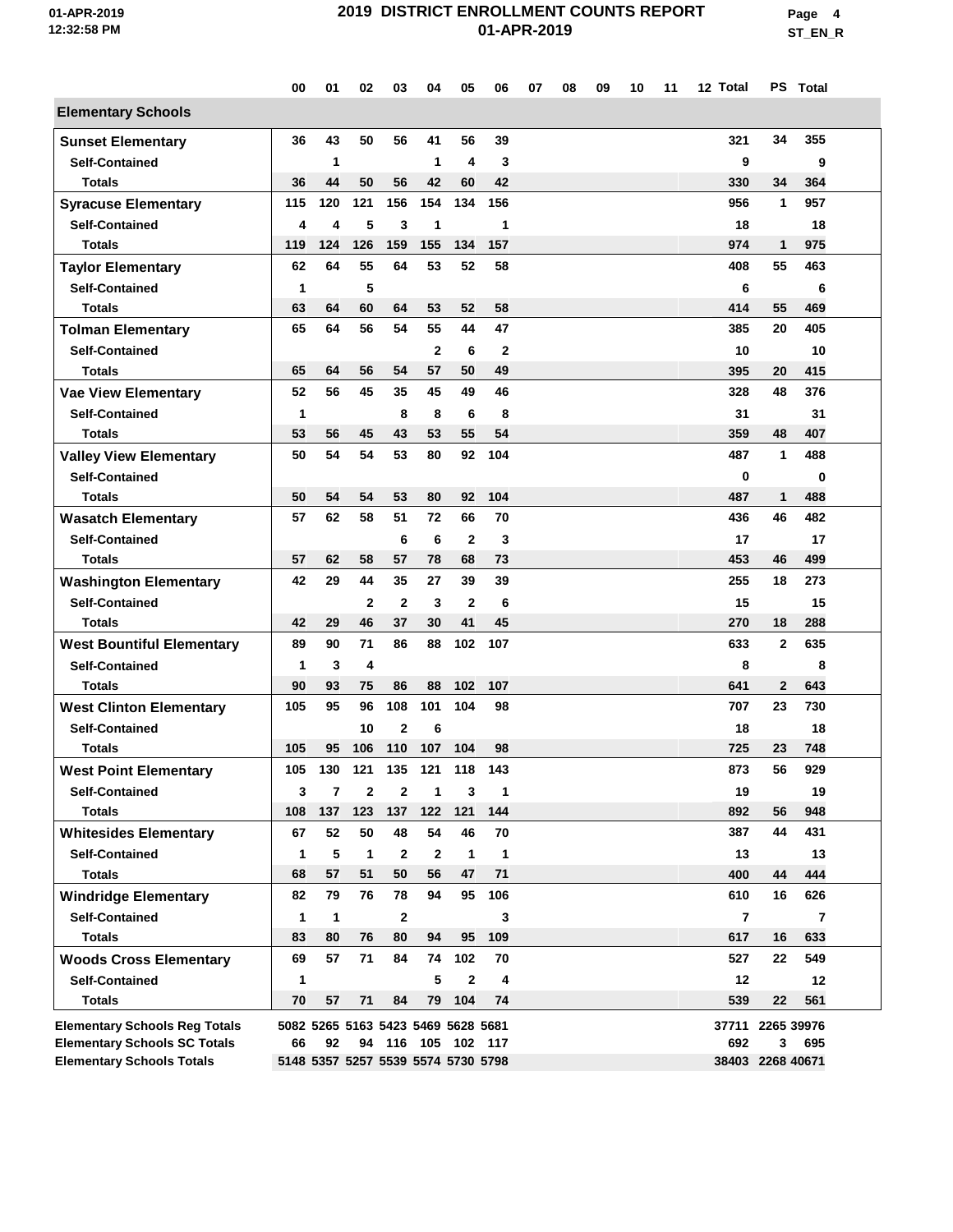# 2019 DISTRICT ENROLLMENT COUNTS REPORT

01-APR-2019

| | 00 | 01 | 02 | 03 | 04 | 05 | 06 | 07 | 08 | 09 | 10 | 11 | 12 | Total | PS | Total |
|---|---|---|---|---|---|---|---|---|---|---|---|---|---|---|---|---|
| **Elementary Schools** | | | | | | | | | | | | | | | | |
| **Sunset Elementary** | 36 | 43 | 50 | 56 | 41 | 56 | 39 | | | | | | | 321 | 34 | 355 |
| Self-Contained | | 1 | | | 1 | 4 | 3 | | | | | | | 9 | | 9 |
| Totals | 36 | 44 | 50 | 56 | 42 | 60 | 42 | | | | | | | 330 | 34 | 364 |
| **Syracuse Elementary** | 115 | 120 | 121 | 156 | 154 | 134 | 156 | | | | | | | 956 | 1 | 957 |
| Self-Contained | 4 | 4 | 5 | 3 | 1 | | 1 | | | | | | | 18 | | 18 |
| Totals | 119 | 124 | 126 | 159 | 155 | 134 | 157 | | | | | | | 974 | 1 | 975 |
| **Taylor Elementary** | 62 | 64 | 55 | 64 | 53 | 52 | 58 | | | | | | | 408 | 55 | 463 |
| Self-Contained | 1 | | 5 | | | | | | | | | | | 6 | | 6 |
| Totals | 63 | 64 | 60 | 64 | 53 | 52 | 58 | | | | | | | 414 | 55 | 469 |
| **Tolman Elementary** | 65 | 64 | 56 | 54 | 55 | 44 | 47 | | | | | | | 385 | 20 | 405 |
| Self-Contained | | | | | 2 | 6 | 2 | | | | | | | 10 | | 10 |
| Totals | 65 | 64 | 56 | 54 | 57 | 50 | 49 | | | | | | | 395 | 20 | 415 |
| **Vae View Elementary** | 52 | 56 | 45 | 35 | 45 | 49 | 46 | | | | | | | 328 | 48 | 376 |
| Self-Contained | 1 | | | 8 | 8 | 6 | 8 | | | | | | | 31 | | 31 |
| Totals | 53 | 56 | 45 | 43 | 53 | 55 | 54 | | | | | | | 359 | 48 | 407 |
| **Valley View Elementary** | 50 | 54 | 54 | 53 | 80 | 92 | 104 | | | | | | | 487 | 1 | 488 |
| Self-Contained | | | | | | | | | | | | | | 0 | | 0 |
| Totals | 50 | 54 | 54 | 53 | 80 | 92 | 104 | | | | | | | 487 | 1 | 488 |
| **Wasatch Elementary** | 57 | 62 | 58 | 51 | 72 | 66 | 70 | | | | | | | 436 | 46 | 482 |
| Self-Contained | | | | 6 | 6 | 2 | 3 | | | | | | | 17 | | 17 |
| Totals | 57 | 62 | 58 | 57 | 78 | 68 | 73 | | | | | | | 453 | 46 | 499 |
| **Washington Elementary** | 42 | 29 | 44 | 35 | 27 | 39 | 39 | | | | | | | 255 | 18 | 273 |
| Self-Contained | | | 2 | 2 | 3 | 2 | 6 | | | | | | | 15 | | 15 |
| Totals | 42 | 29 | 46 | 37 | 30 | 41 | 45 | | | | | | | 270 | 18 | 288 |
| **West Bountiful Elementary** | 89 | 90 | 71 | 86 | 88 | 102 | 107 | | | | | | | 633 | 2 | 635 |
| Self-Contained | 1 | 3 | 4 | | | | | | | | | | | 8 | | 8 |
| Totals | 90 | 93 | 75 | 86 | 88 | 102 | 107 | | | | | | | 641 | 2 | 643 |
| **West Clinton Elementary** | 105 | 95 | 96 | 108 | 101 | 104 | 98 | | | | | | | 707 | 23 | 730 |
| Self-Contained | | | 10 | 2 | 6 | | | | | | | | | 18 | | 18 |
| Totals | 105 | 95 | 106 | 110 | 107 | 104 | 98 | | | | | | | 725 | 23 | 748 |
| **West Point Elementary** | 105 | 130 | 121 | 135 | 121 | 118 | 143 | | | | | | | 873 | 56 | 929 |
| Self-Contained | 3 | 7 | 2 | 2 | 1 | 3 | 1 | | | | | | | 19 | | 19 |
| Totals | 108 | 137 | 123 | 137 | 122 | 121 | 144 | | | | | | | 892 | 56 | 948 |
| **Whitesides Elementary** | 67 | 52 | 50 | 48 | 54 | 46 | 70 | | | | | | | 387 | 44 | 431 |
| Self-Contained | 1 | 5 | 1 | 2 | 2 | 1 | 1 | | | | | | | 13 | | 13 |
| Totals | 68 | 57 | 51 | 50 | 56 | 47 | 71 | | | | | | | 400 | 44 | 444 |
| **Windridge Elementary** | 82 | 79 | 76 | 78 | 94 | 95 | 106 | | | | | | | 610 | 16 | 626 |
| Self-Contained | 1 | 1 | | 2 | | | 3 | | | | | | | 7 | | 7 |
| Totals | 83 | 80 | 76 | 80 | 94 | 95 | 109 | | | | | | | 617 | 16 | 633 |
| **Woods Cross Elementary** | 69 | 57 | 71 | 84 | 74 | 102 | 70 | | | | | | | 527 | 22 | 549 |
| Self-Contained | 1 | | | | 5 | 2 | 4 | | | | | | | 12 | | 12 |
| Totals | 70 | 57 | 71 | 84 | 79 | 104 | 74 | | | | | | | 539 | 22 | 561 |
| **Elementary Schools Reg Totals** | 5082 | 5265 | 5163 | 5423 | 5469 | 5628 | 5681 | | | | | | | 37711 | 2265 | 39976 |
| **Elementary Schools SC Totals** | 66 | 92 | 94 | 116 | 105 | 102 | 117 | | | | | | | 692 | 3 | 695 |
| **Elementary Schools Totals** | 5148 | 5357 | 5257 | 5539 | 5574 | 5730 | 5798 | | | | | | | 38403 | 2268 | 40671 |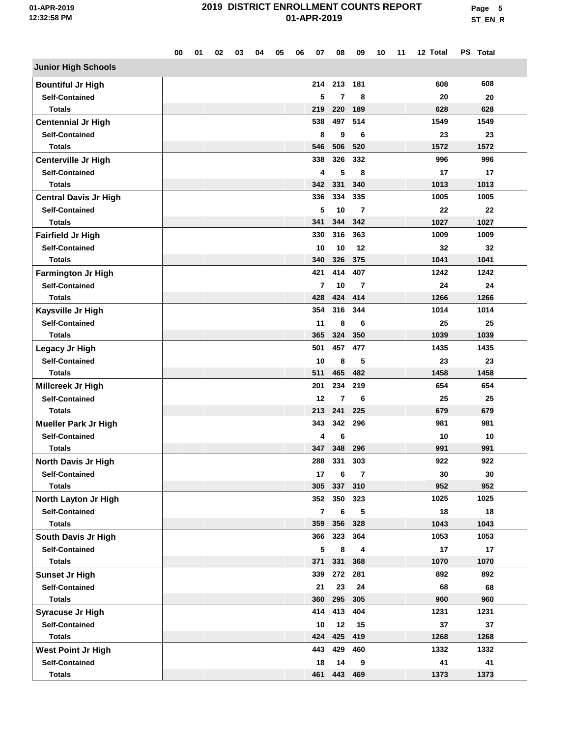# 2019 DISTRICT ENROLLMENT COUNTS REPORT

## 01-APR-2019

| | 00 | 01 | 02 | 03 | 04 | 05 | 06 | 07 | 08 | 09 | 10 | 11 | 12 | Total | PS | Total |
|---|---|---|---|---|---|---|---|---|---|---|---|---|---|---|---|---|
| **Junior High Schools** | | | | | | | | | | | | | | | | |
| **Bountiful Jr High** | | | | | | | | 214 | 213 | 181 | | | | 608 | | 608 |
| Self-Contained | | | | | | | | 5 | 7 | 8 | | | | 20 | | 20 |
| Totals | | | | | | | | 219 | 220 | 189 | | | | 628 | | 628 |
| **Centennial Jr High** | | | | | | | | 538 | 497 | 514 | | | | 1549 | | 1549 |
| Self-Contained | | | | | | | | 8 | 9 | 6 | | | | 23 | | 23 |
| Totals | | | | | | | | 546 | 506 | 520 | | | | 1572 | | 1572 |
| **Centerville Jr High** | | | | | | | | 338 | 326 | 332 | | | | 996 | | 996 |
| Self-Contained | | | | | | | | 4 | 5 | 8 | | | | 17 | | 17 |
| Totals | | | | | | | | 342 | 331 | 340 | | | | 1013 | | 1013 |
| **Central Davis Jr High** | | | | | | | | 336 | 334 | 335 | | | | 1005 | | 1005 |
| Self-Contained | | | | | | | | 5 | 10 | 7 | | | | 22 | | 22 |
| Totals | | | | | | | | 341 | 344 | 342 | | | | 1027 | | 1027 |
| **Fairfield Jr High** | | | | | | | | 330 | 316 | 363 | | | | 1009 | | 1009 |
| Self-Contained | | | | | | | | 10 | 10 | 12 | | | | 32 | | 32 |
| Totals | | | | | | | | 340 | 326 | 375 | | | | 1041 | | 1041 |
| **Farmington Jr High** | | | | | | | | 421 | 414 | 407 | | | | 1242 | | 1242 |
| Self-Contained | | | | | | | | 7 | 10 | 7 | | | | 24 | | 24 |
| Totals | | | | | | | | 428 | 424 | 414 | | | | 1266 | | 1266 |
| **Kaysville Jr High** | | | | | | | | 354 | 316 | 344 | | | | 1014 | | 1014 |
| Self-Contained | | | | | | | | 11 | 8 | 6 | | | | 25 | | 25 |
| Totals | | | | | | | | 365 | 324 | 350 | | | | 1039 | | 1039 |
| **Legacy Jr High** | | | | | | | | 501 | 457 | 477 | | | | 1435 | | 1435 |
| Self-Contained | | | | | | | | 10 | 8 | 5 | | | | 23 | | 23 |
| Totals | | | | | | | | 511 | 465 | 482 | | | | 1458 | | 1458 |
| **Millcreek Jr High** | | | | | | | | 201 | 234 | 219 | | | | 654 | | 654 |
| Self-Contained | | | | | | | | 12 | 7 | 6 | | | | 25 | | 25 |
| Totals | | | | | | | | 213 | 241 | 225 | | | | 679 | | 679 |
| **Mueller Park Jr High** | | | | | | | | 343 | 342 | 296 | | | | 981 | | 981 |
| Self-Contained | | | | | | | | 4 | 6 | | | | | 10 | | 10 |
| Totals | | | | | | | | 347 | 348 | 296 | | | | 991 | | 991 |
| **North Davis Jr High** | | | | | | | | 288 | 331 | 303 | | | | 922 | | 922 |
| Self-Contained | | | | | | | | 17 | 6 | 7 | | | | 30 | | 30 |
| Totals | | | | | | | | 305 | 337 | 310 | | | | 952 | | 952 |
| **North Layton Jr High** | | | | | | | | 352 | 350 | 323 | | | | 1025 | | 1025 |
| Self-Contained | | | | | | | | 7 | 6 | 5 | | | | 18 | | 18 |
| Totals | | | | | | | | 359 | 356 | 328 | | | | 1043 | | 1043 |
| **South Davis Jr High** | | | | | | | | 366 | 323 | 364 | | | | 1053 | | 1053 |
| Self-Contained | | | | | | | | 5 | 8 | 4 | | | | 17 | | 17 |
| Totals | | | | | | | | 371 | 331 | 368 | | | | 1070 | | 1070 |
| **Sunset Jr High** | | | | | | | | 339 | 272 | 281 | | | | 892 | | 892 |
| Self-Contained | | | | | | | | 21 | 23 | 24 | | | | 68 | | 68 |
| Totals | | | | | | | | 360 | 295 | 305 | | | | 960 | | 960 |
| **Syracuse Jr High** | | | | | | | | 414 | 413 | 404 | | | | 1231 | | 1231 |
| Self-Contained | | | | | | | | 10 | 12 | 15 | | | | 37 | | 37 |
| Totals | | | | | | | | 424 | 425 | 419 | | | | 1268 | | 1268 |
| **West Point Jr High** | | | | | | | | 443 | 429 | 460 | | | | 1332 | | 1332 |
| Self-Contained | | | | | | | | 18 | 14 | 9 | | | | 41 | | 41 |
| Totals | | | | | | | | 461 | 443 | 469 | | | | 1373 | | 1373 |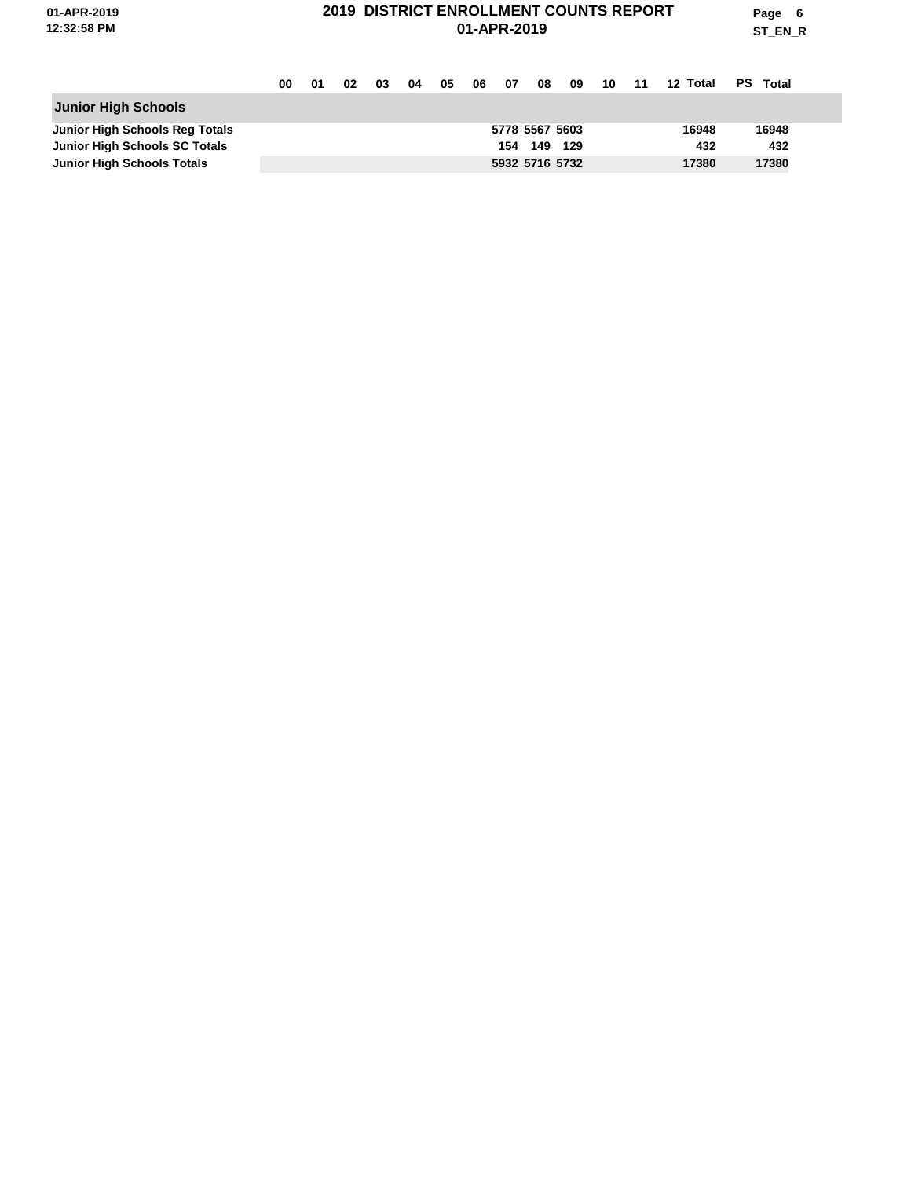| | 00 | 01 | 02 | 03 | 04 | 05 | 06 | 07 | 08 | 09 | 10 | 11 | 12 | Total | PS | Total |
|---|---|---|---|---|---|---|---|---|---|---|---|---|---|---|---|---|
| **Junior High Schools** | | | | | | | | | | | | | | | | |
| **Junior High Schools Reg Totals** | | | | | | | | 5778 | 5567 | 5603 | | | | 16948 | | 16948 |
| **Junior High Schools SC Totals** | | | | | | | | 154 | 149 | 129 | | | | 432 | | 432 |
| **Junior High Schools Totals** | | | | | | | | 5932 | 5716 | 5732 | | | | 17380 | | 17380 |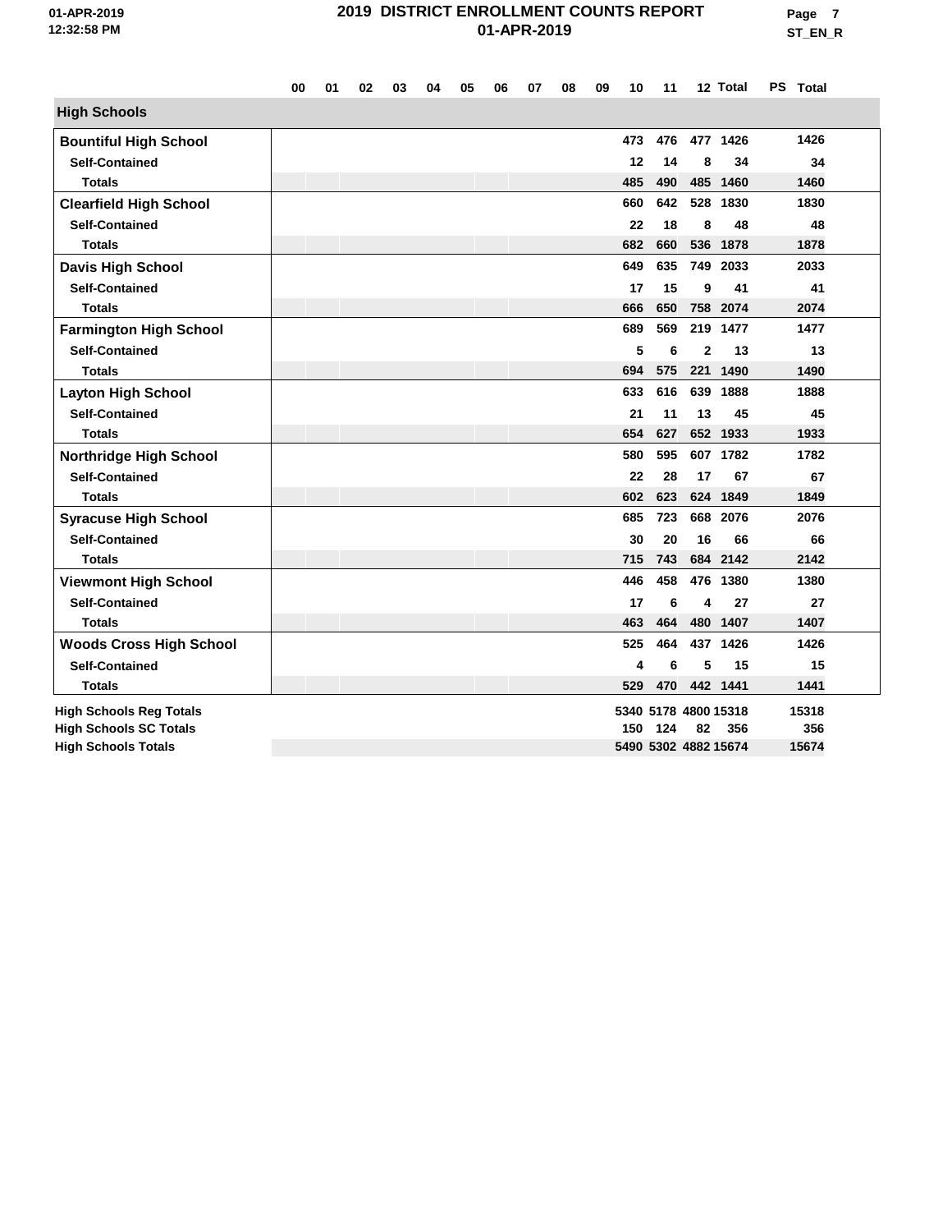# 2019 DISTRICT ENROLLMENT COUNTS REPORT
## 01-APR-2019

|  | 00 | 01 | 02 | 03 | 04 | 05 | 06 | 07 | 08 | 09 | 10 | 11 | 12 | Total | PS | Total |
|---|---|---|---|---|---|---|---|---|---|---|---|---|---|---|---|---|
| **High Schools** | | | | | | | | | | | | | | | | |
| **Bountiful High School** | | | | | | | | | | | 473 | 476 | 477 | 1426 | | 1426 |
| Self-Contained | | | | | | | | | | | 12 | 14 | 8 | 34 | | 34 |
| Totals | | | | | | | | | | | 485 | 490 | 485 | 1460 | | 1460 |
| **Clearfield High School** | | | | | | | | | | | 660 | 642 | 528 | 1830 | | 1830 |
| Self-Contained | | | | | | | | | | | 22 | 18 | 8 | 48 | | 48 |
| Totals | | | | | | | | | | | 682 | 660 | 536 | 1878 | | 1878 |
| **Davis High School** | | | | | | | | | | | 649 | 635 | 749 | 2033 | | 2033 |
| Self-Contained | | | | | | | | | | | 17 | 15 | 9 | 41 | | 41 |
| Totals | | | | | | | | | | | 666 | 650 | 758 | 2074 | | 2074 |
| **Farmington High School** | | | | | | | | | | | 689 | 569 | 219 | 1477 | | 1477 |
| Self-Contained | | | | | | | | | | | 5 | 6 | 2 | 13 | | 13 |
| Totals | | | | | | | | | | | 694 | 575 | 221 | 1490 | | 1490 |
| **Layton High School** | | | | | | | | | | | 633 | 616 | 639 | 1888 | | 1888 |
| Self-Contained | | | | | | | | | | | 21 | 11 | 13 | 45 | | 45 |
| Totals | | | | | | | | | | | 654 | 627 | 652 | 1933 | | 1933 |
| **Northridge High School** | | | | | | | | | | | 580 | 595 | 607 | 1782 | | 1782 |
| Self-Contained | | | | | | | | | | | 22 | 28 | 17 | 67 | | 67 |
| Totals | | | | | | | | | | | 602 | 623 | 624 | 1849 | | 1849 |
| **Syracuse High School** | | | | | | | | | | | 685 | 723 | 668 | 2076 | | 2076 |
| Self-Contained | | | | | | | | | | | 30 | 20 | 16 | 66 | | 66 |
| Totals | | | | | | | | | | | 715 | 743 | 684 | 2142 | | 2142 |
| **Viewmont High School** | | | | | | | | | | | 446 | 458 | 476 | 1380 | | 1380 |
| Self-Contained | | | | | | | | | | | 17 | 6 | 4 | 27 | | 27 |
| Totals | | | | | | | | | | | 463 | 464 | 480 | 1407 | | 1407 |
| **Woods Cross High School** | | | | | | | | | | | 525 | 464 | 437 | 1426 | | 1426 |
| Self-Contained | | | | | | | | | | | 4 | 6 | 5 | 15 | | 15 |
| Totals | | | | | | | | | | | 529 | 470 | 442 | 1441 | | 1441 |
| **High Schools Reg Totals** | | | | | | | | | | | 5340 | 5178 | 4800 | 15318 | | 15318 |
| **High Schools SC Totals** | | | | | | | | | | | 150 | 124 | 82 | 356 | | 356 |
| **High Schools Totals** | | | | | | | | | | | 5490 | 5302 | 4882 | 15674 | | 15674 |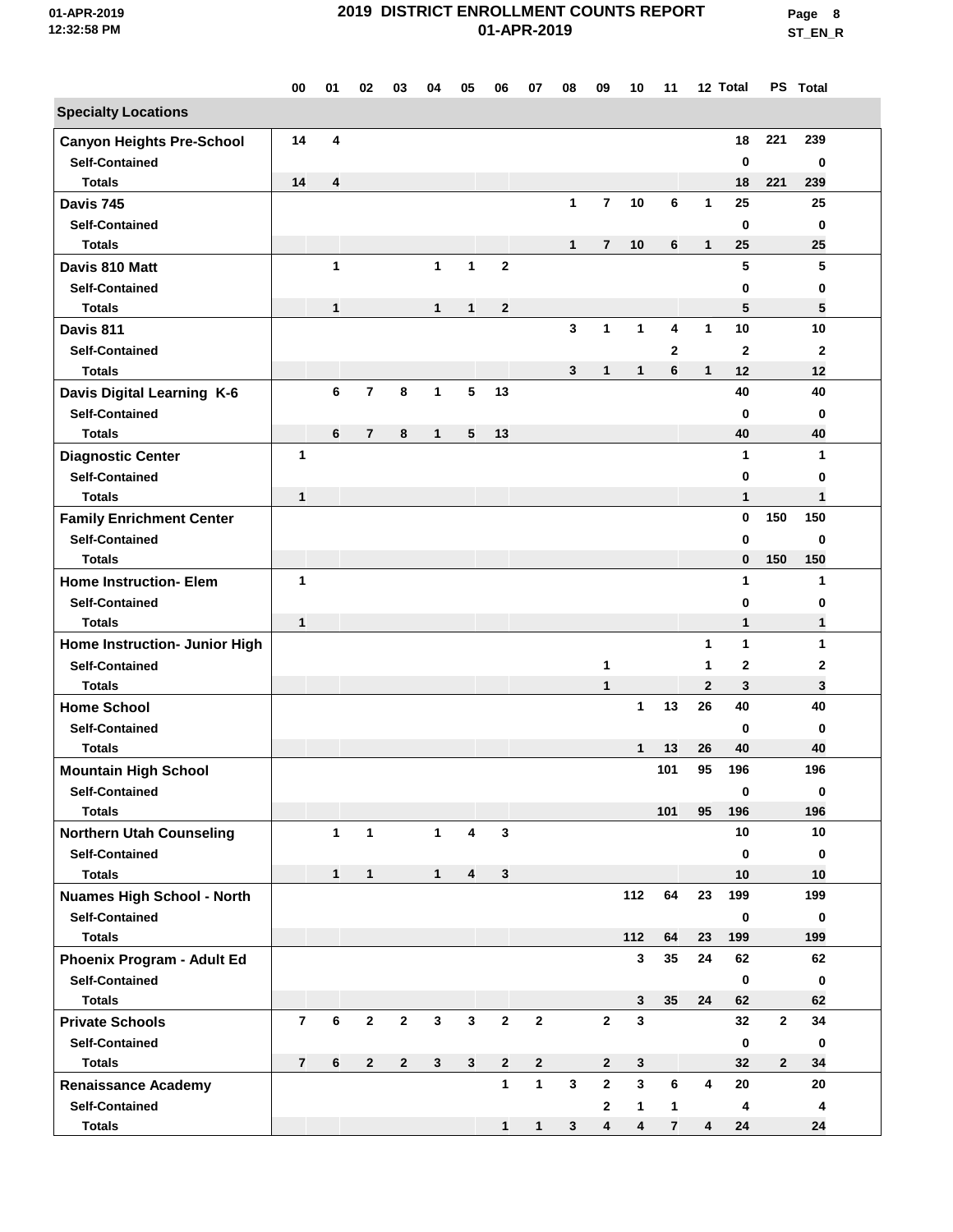# 2019 DISTRICT ENROLLMENT COUNTS REPORT

01-APR-2019

| | 00 | 01 | 02 | 03 | 04 | 05 | 06 | 07 | 08 | 09 | 10 | 11 | 12 | Total | PS | Total |
|---|---|---|---|---|---|---|---|---|---|---|---|---|---|---|---|---|
| **Specialty Locations** | | | | | | | | | | | | | | | | |
| **Canyon Heights Pre-School** | 14 | 4 | | | | | | | | | | | | 18 | 221 | 239 |
| Self-Contained | | | | | | | | | | | | | | 0 | | 0 |
| Totals | 14 | 4 | | | | | | | | | | | | 18 | 221 | 239 |
| **Davis 745** | | | | | | | | | 1 | 7 | 10 | 6 | 1 | 25 | | 25 |
| Self-Contained | | | | | | | | | | | | | | 0 | | 0 |
| Totals | | | | | | | | | 1 | 7 | 10 | 6 | 1 | 25 | | 25 |
| **Davis 810 Matt** | | 1 | | | 1 | 1 | 2 | | | | | | | 5 | | 5 |
| Self-Contained | | | | | | | | | | | | | | 0 | | 0 |
| Totals | | 1 | | | 1 | 1 | 2 | | | | | | | 5 | | 5 |
| **Davis 811** | | | | | | | | | 3 | 1 | 1 | 4 | 1 | 10 | | 10 |
| Self-Contained | | | | | | | | | | | | 2 | | 2 | | 2 |
| Totals | | | | | | | | | 3 | 1 | 1 | 6 | 1 | 12 | | 12 |
| **Davis Digital Learning K-6** | | 6 | 7 | 8 | 1 | 5 | 13 | | | | | | | 40 | | 40 |
| Self-Contained | | | | | | | | | | | | | | 0 | | 0 |
| Totals | | 6 | 7 | 8 | 1 | 5 | 13 | | | | | | | 40 | | 40 |
| **Diagnostic Center** | 1 | | | | | | | | | | | | | 1 | | 1 |
| Self-Contained | | | | | | | | | | | | | | 0 | | 0 |
| Totals | 1 | | | | | | | | | | | | | 1 | | 1 |
| **Family Enrichment Center** | | | | | | | | | | | | | | 0 | 150 | 150 |
| Self-Contained | | | | | | | | | | | | | | 0 | | 0 |
| Totals | | | | | | | | | | | | | | 0 | 150 | 150 |
| **Home Instruction- Elem** | 1 | | | | | | | | | | | | | 1 | | 1 |
| Self-Contained | | | | | | | | | | | | | | 0 | | 0 |
| Totals | 1 | | | | | | | | | | | | | 1 | | 1 |
| **Home Instruction- Junior High** | | | | | | | | | | | | | 1 | 1 | | 1 |
| Self-Contained | | | | | | | | | | 1 | | | 1 | 2 | | 2 |
| Totals | | | | | | | | | | 1 | | | 2 | 3 | | 3 |
| **Home School** | | | | | | | | | | | 1 | 13 | 26 | 40 | | 40 |
| Self-Contained | | | | | | | | | | | | | | 0 | | 0 |
| Totals | | | | | | | | | | | 1 | 13 | 26 | 40 | | 40 |
| **Mountain High School** | | | | | | | | | | | | 101 | 95 | 196 | | 196 |
| Self-Contained | | | | | | | | | | | | | | 0 | | 0 |
| Totals | | | | | | | | | | | | 101 | 95 | 196 | | 196 |
| **Northern Utah Counseling** | | 1 | 1 | | 1 | 4 | 3 | | | | | | | 10 | | 10 |
| Self-Contained | | | | | | | | | | | | | | 0 | | 0 |
| Totals | | 1 | 1 | | 1 | 4 | 3 | | | | | | | 10 | | 10 |
| **Nuames High School - North** | | | | | | | | | | | 112 | 64 | 23 | 199 | | 199 |
| Self-Contained | | | | | | | | | | | | | | 0 | | 0 |
| Totals | | | | | | | | | | | 112 | 64 | 23 | 199 | | 199 |
| **Phoenix Program - Adult Ed** | | | | | | | | | | | 3 | 35 | 24 | 62 | | 62 |
| Self-Contained | | | | | | | | | | | | | | 0 | | 0 |
| Totals | | | | | | | | | | | 3 | 35 | 24 | 62 | | 62 |
| **Private Schools** | 7 | 6 | 2 | 2 | 3 | 3 | 2 | 2 | | 2 | 3 | | | 32 | 2 | 34 |
| Self-Contained | | | | | | | | | | | | | | 0 | | 0 |
| Totals | 7 | 6 | 2 | 2 | 3 | 3 | 2 | 2 | | 2 | 3 | | | 32 | 2 | 34 |
| **Renaissance Academy** | | | | | | | 1 | 1 | 3 | 2 | 3 | 6 | 4 | 20 | | 20 |
| Self-Contained | | | | | | | | | | 2 | 1 | 1 | | 4 | | 4 |
| Totals | | | | | | | 1 | 1 | 3 | 4 | 4 | 7 | 4 | 24 | | 24 |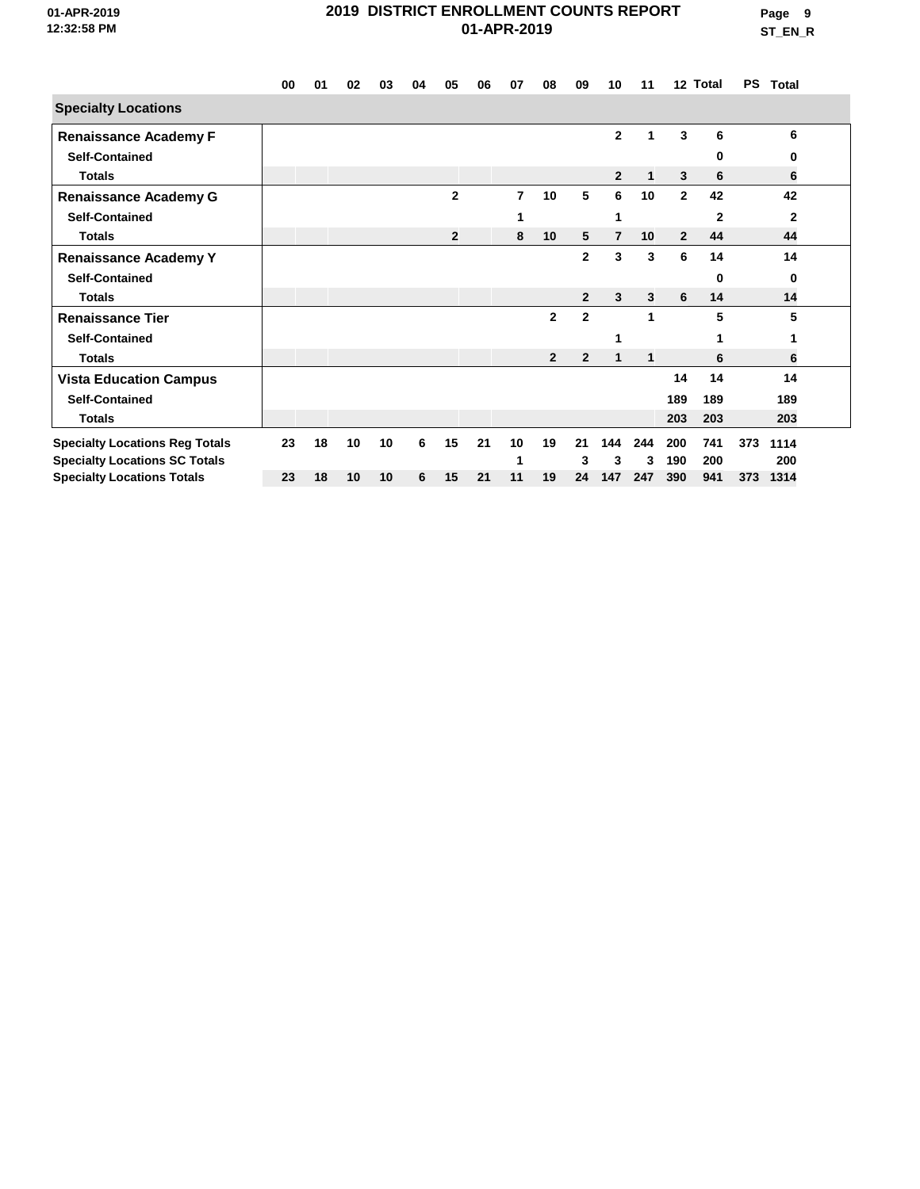| | 00 | 01 | 02 | 03 | 04 | 05 | 06 | 07 | 08 | 09 | 10 | 11 | 12 | Total | PS | Total |
|---|---|---|---|---|---|---|---|---|---|---|---|---|---|---|---|---|
| **Specialty Locations** | | | | | | | | | | | | | | | | |
| **Renaissance Academy F** | | | | | | | | | | | 2 | 1 | 3 | 6 | | 6 |
| **Self-Contained** | | | | | | | | | | | | | | 0 | | 0 |
| **Totals** | | | | | | | | | | | 2 | 1 | 3 | 6 | | 6 |
| **Renaissance Academy G** | | | | | | 2 | | 7 | 10 | 5 | 6 | 10 | 2 | 42 | | 42 |
| **Self-Contained** | | | | | | | | 1 | | | 1 | | | 2 | | 2 |
| **Totals** | | | | | | 2 | | 8 | 10 | 5 | 7 | 10 | 2 | 44 | | 44 |
| **Renaissance Academy Y** | | | | | | | | | | 2 | 3 | 3 | 6 | 14 | | 14 |
| **Self-Contained** | | | | | | | | | | | | | | 0 | | 0 |
| **Totals** | | | | | | | | | | 2 | 3 | 3 | 6 | 14 | | 14 |
| **Renaissance Tier** | | | | | | | | | 2 | 2 | | 1 | | 5 | | 5 |
| **Self-Contained** | | | | | | | | | | | 1 | | | 1 | | 1 |
| **Totals** | | | | | | | | | 2 | 2 | 1 | 1 | | 6 | | 6 |
| **Vista Education Campus** | | | | | | | | | | | | | 14 | 14 | | 14 |
| **Self-Contained** | | | | | | | | | | | | | 189 | 189 | | 189 |
| **Totals** | | | | | | | | | | | | | 203 | 203 | | 203 |
| **Specialty Locations Reg Totals** | 23 | 18 | 10 | 10 | 6 | 15 | 21 | 10 | 19 | 21 | 144 | 244 | 200 | 741 | 373 | 1114 |
| **Specialty Locations SC Totals** | | | | | | | | 1 | | 3 | 3 | 3 | 190 | 200 | | 200 |
| **Specialty Locations Totals** | 23 | 18 | 10 | 10 | 6 | 15 | 21 | 11 | 19 | 24 | 147 | 247 | 390 | 941 | 373 | 1314 |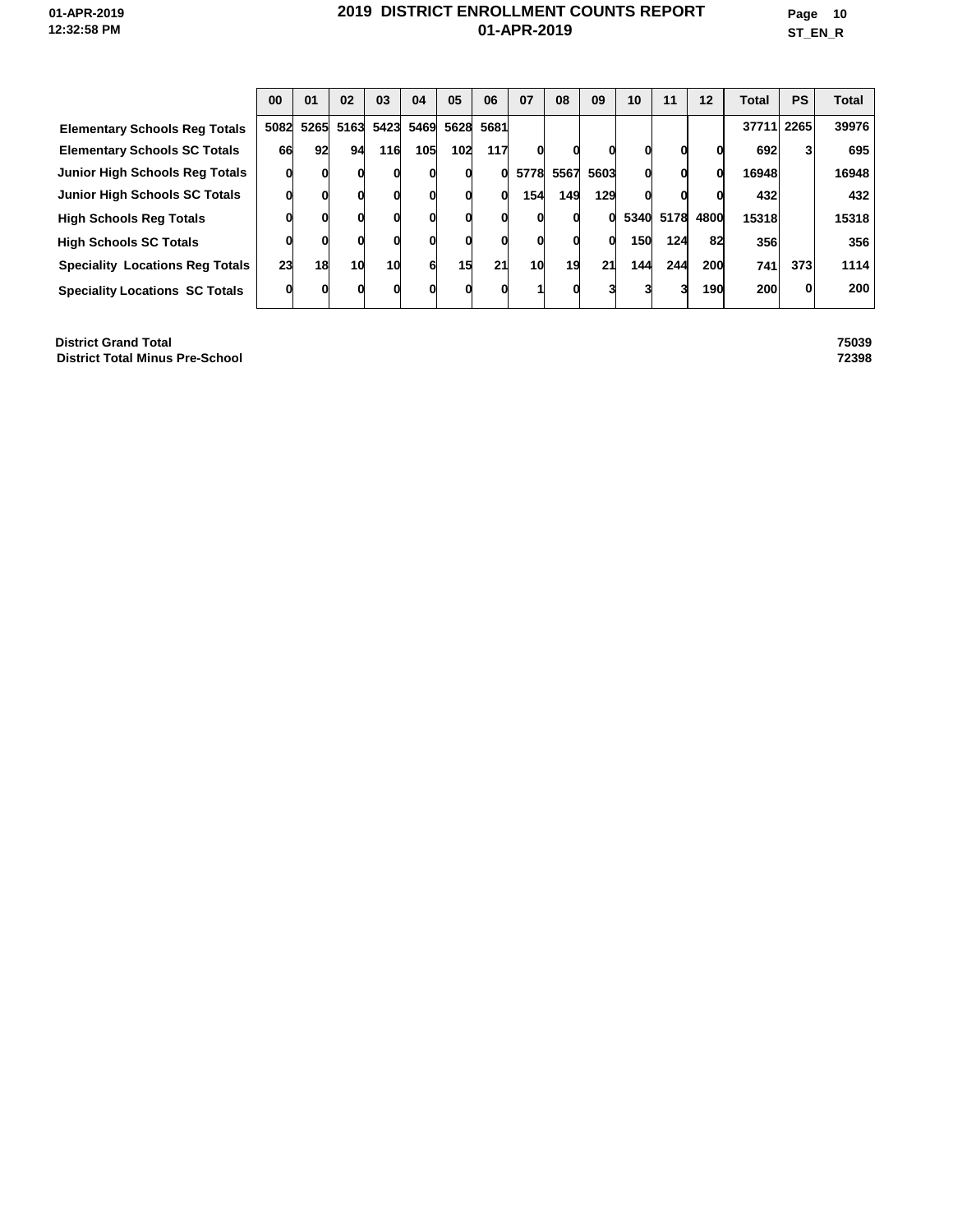# 2019 DISTRICT ENROLLMENT COUNTS REPORT

## 01-APR-2019

| | 00 | 01 | 02 | 03 | 04 | 05 | 06 | 07 | 08 | 09 | 10 | 11 | 12 | Total | PS | Total |
|---|---|---|---|---|---|---|---|---|---|---|---|---|---|---|---|---|
| **Elementary Schools Reg Totals** | 5082 | 5265 | 5163 | 5423 | 5469 | 5628 | 5681 | | | | | | | 37711 | 2265 | 39976 |
| **Elementary Schools SC Totals** | 66 | 92 | 94 | 116 | 105 | 102 | 117 | 0 | 0 | 0 | 0 | 0 | 0 | 692 | 3 | 695 |
| **Junior High Schools Reg Totals** | 0 | 0 | 0 | 0 | 0 | 0 | 0 | 5778 | 5567 | 5603 | 0 | 0 | 0 | 16948 | | 16948 |
| **Junior High Schools SC Totals** | 0 | 0 | 0 | 0 | 0 | 0 | 0 | 154 | 149 | 129 | 0 | 0 | 0 | 432 | | 432 |
| **High Schools Reg Totals** | 0 | 0 | 0 | 0 | 0 | 0 | 0 | 0 | 0 | 0 | 5340 | 5178 | 4800 | 15318 | | 15318 |
| **High Schools SC Totals** | 0 | 0 | 0 | 0 | 0 | 0 | 0 | 0 | 0 | 0 | 150 | 124 | 82 | 356 | | 356 |
| **Speciality Locations Reg Totals** | 23 | 18 | 10 | 10 | 6 | 15 | 21 | 10 | 19 | 21 | 144 | 244 | 200 | 741 | 373 | 1114 |
| **Speciality Locations SC Totals** | 0 | 0 | 0 | 0 | 0 | 0 | 0 | 1 | 0 | 3 | 3 | 3 | 190 | 200 | 0 | 200 |

| | |
|---|---|
| **District Grand Total** | **75039** |
| **District Total Minus Pre-School** | **72398** |